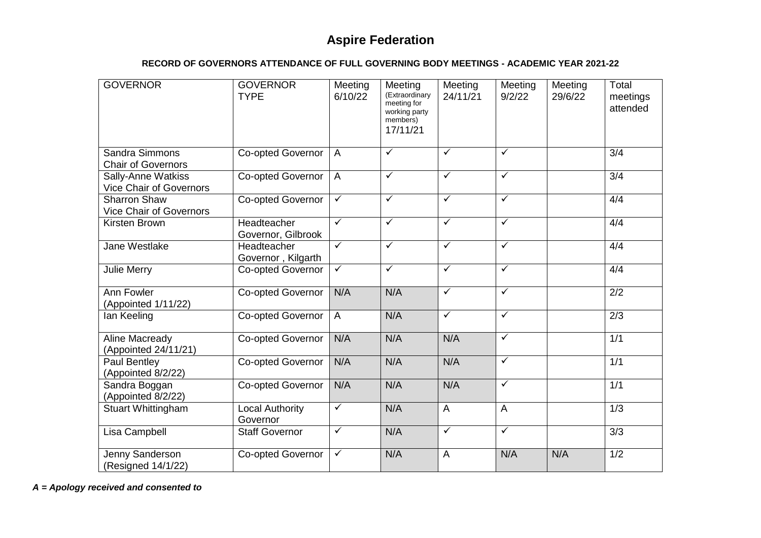# Aspire Federation

**RECORD OF GOVERNORS ATTENDANCE OF FULL GOVERNING BODY MEETINGS - ACADEMIC YEAR 2021-22**

| GOVERNOR | GOVERNOR TYPE | Meeting 6/10/22 | Meeting (Extraordinary meeting for working party members) 17/11/21 | Meeting 24/11/21 | Meeting 9/2/22 | Meeting 29/6/22 | Total meetings attended |
|---|---|---|---|---|---|---|---|
| Sandra Simmons Chair of Governors | Co-opted Governor | A | ✓ | ✓ | ✓ | | 3/4 |
| Sally-Anne Watkiss Vice Chair of Governors | Co-opted Governor | A | ✓ | ✓ | ✓ | | 3/4 |
| Sharron Shaw Vice Chair of Governors | Co-opted Governor | ✓ | ✓ | ✓ | ✓ | | 4/4 |
| Kirsten Brown | Headteacher Governor, Gilbrook | ✓ | ✓ | ✓ | ✓ | | 4/4 |
| Jane Westlake | Headteacher Governor , Kilgarth | ✓ | ✓ | ✓ | ✓ | | 4/4 |
| Julie Merry | Co-opted Governor | ✓ | ✓ | ✓ | ✓ | | 4/4 |
| Ann Fowler (Appointed 1/11/22) | Co-opted Governor | N/A | N/A | ✓ | ✓ | | 2/2 |
| Ian Keeling | Co-opted Governor | A | N/A | ✓ | ✓ | | 2/3 |
| Aline Macready (Appointed 24/11/21) | Co-opted Governor | N/A | N/A | N/A | ✓ | | 1/1 |
| Paul Bentley (Appointed 8/2/22) | Co-opted Governor | N/A | N/A | N/A | ✓ | | 1/1 |
| Sandra Boggan (Appointed 8/2/22) | Co-opted Governor | N/A | N/A | N/A | ✓ | | 1/1 |
| Stuart Whittingham | Local Authority Governor | ✓ | N/A | A | A | | 1/3 |
| Lisa Campbell | Staff Governor | ✓ | N/A | ✓ | ✓ | | 3/3 |
| Jenny Sanderson (Resigned 14/1/22) | Co-opted Governor | ✓ | N/A | A | N/A | N/A | 1/2 |

***A = Apology received and consented to***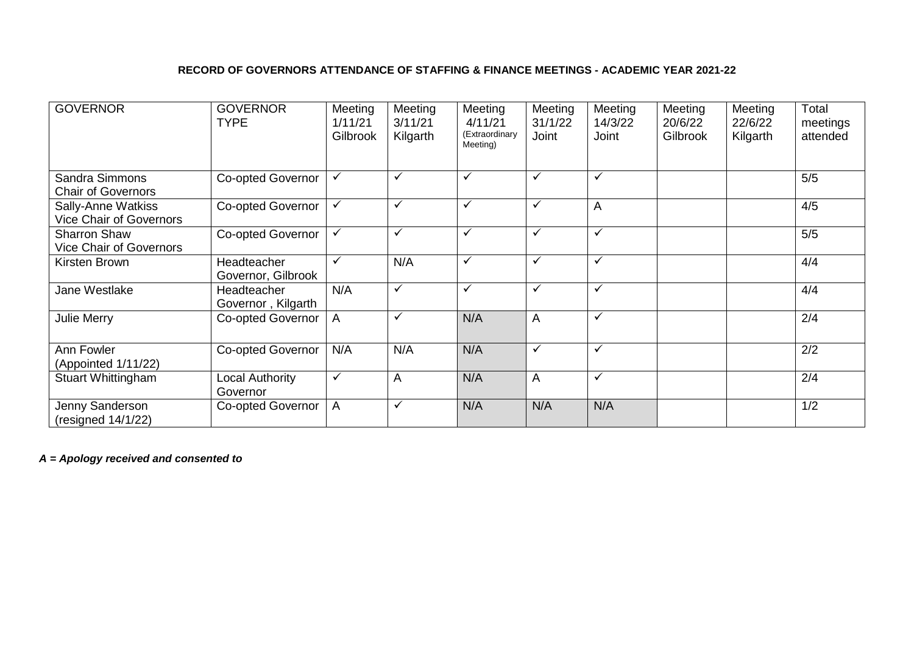**RECORD OF GOVERNORS ATTENDANCE OF STAFFING & FINANCE MEETINGS - ACADEMIC YEAR 2021-22**

| GOVERNOR | GOVERNOR TYPE | Meeting 1/11/21 Gilbrook | Meeting 3/11/21 Kilgarth | Meeting 4/11/21 (Extraordinary Meeting) | Meeting 31/1/22 Joint | Meeting 14/3/22 Joint | Meeting 20/6/22 Gilbrook | Meeting 22/6/22 Kilgarth | Total meetings attended |
|---|---|---|---|---|---|---|---|---|---|
| Sandra Simmons Chair of Governors | Co-opted Governor | ✓ | ✓ | ✓ | ✓ | ✓ | | | 5/5 |
| Sally-Anne Watkiss Vice Chair of Governors | Co-opted Governor | ✓ | ✓ | ✓ | ✓ | A | | | 4/5 |
| Sharron Shaw Vice Chair of Governors | Co-opted Governor | ✓ | ✓ | ✓ | ✓ | ✓ | | | 5/5 |
| Kirsten Brown | Headteacher Governor, Gilbrook | ✓ | N/A | ✓ | ✓ | ✓ | | | 4/4 |
| Jane Westlake | Headteacher Governor , Kilgarth | N/A | ✓ | ✓ | ✓ | ✓ | | | 4/4 |
| Julie Merry | Co-opted Governor | A | ✓ | N/A | A | ✓ | | | 2/4 |
| Ann Fowler (Appointed 1/11/22) | Co-opted Governor | N/A | N/A | N/A | ✓ | ✓ | | | 2/2 |
| Stuart Whittingham | Local Authority Governor | ✓ | A | N/A | A | ✓ | | | 2/4 |
| Jenny Sanderson (resigned 14/1/22) | Co-opted Governor | A | ✓ | N/A | N/A | N/A | | | 1/2 |

***A = Apology received and consented to***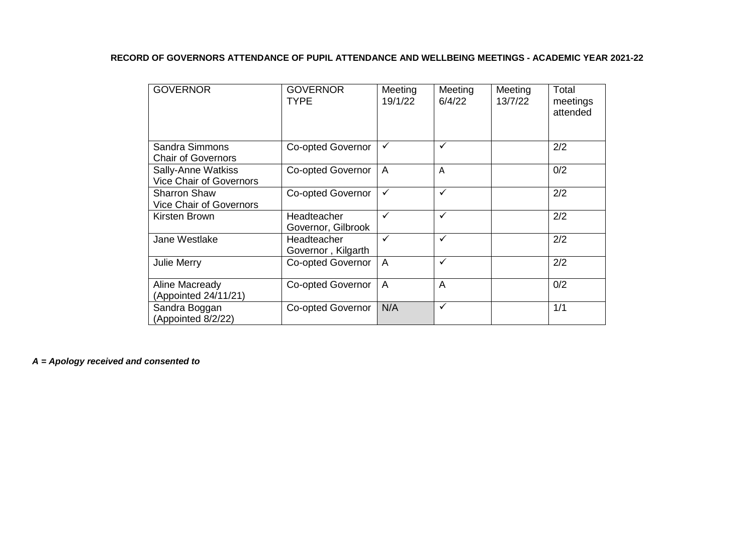**RECORD OF GOVERNORS ATTENDANCE OF PUPIL ATTENDANCE AND WELLBEING MEETINGS - ACADEMIC YEAR 2021-22**

| GOVERNOR | GOVERNOR TYPE | Meeting 19/1/22 | Meeting 6/4/22 | Meeting 13/7/22 | Total meetings attended |
| --- | --- | --- | --- | --- | --- |
| Sandra Simmons<br>Chair of Governors | Co-opted Governor | ✓ | ✓ | | 2/2 |
| Sally-Anne Watkiss<br>Vice Chair of Governors | Co-opted Governor | A | A | | 0/2 |
| Sharron Shaw<br>Vice Chair of Governors | Co-opted Governor | ✓ | ✓ | | 2/2 |
| Kirsten Brown | Headteacher Governor, Gilbrook | ✓ | ✓ | | 2/2 |
| Jane Westlake | Headteacher Governor , Kilgarth | ✓ | ✓ | | 2/2 |
| Julie Merry | Co-opted Governor | A | ✓ | | 2/2 |
| Aline Macready<br>(Appointed 24/11/21) | Co-opted Governor | A | A | | 0/2 |
| Sandra Boggan<br>(Appointed 8/2/22) | Co-opted Governor | N/A | ✓ | | 1/1 |

***A = Apology received and consented to***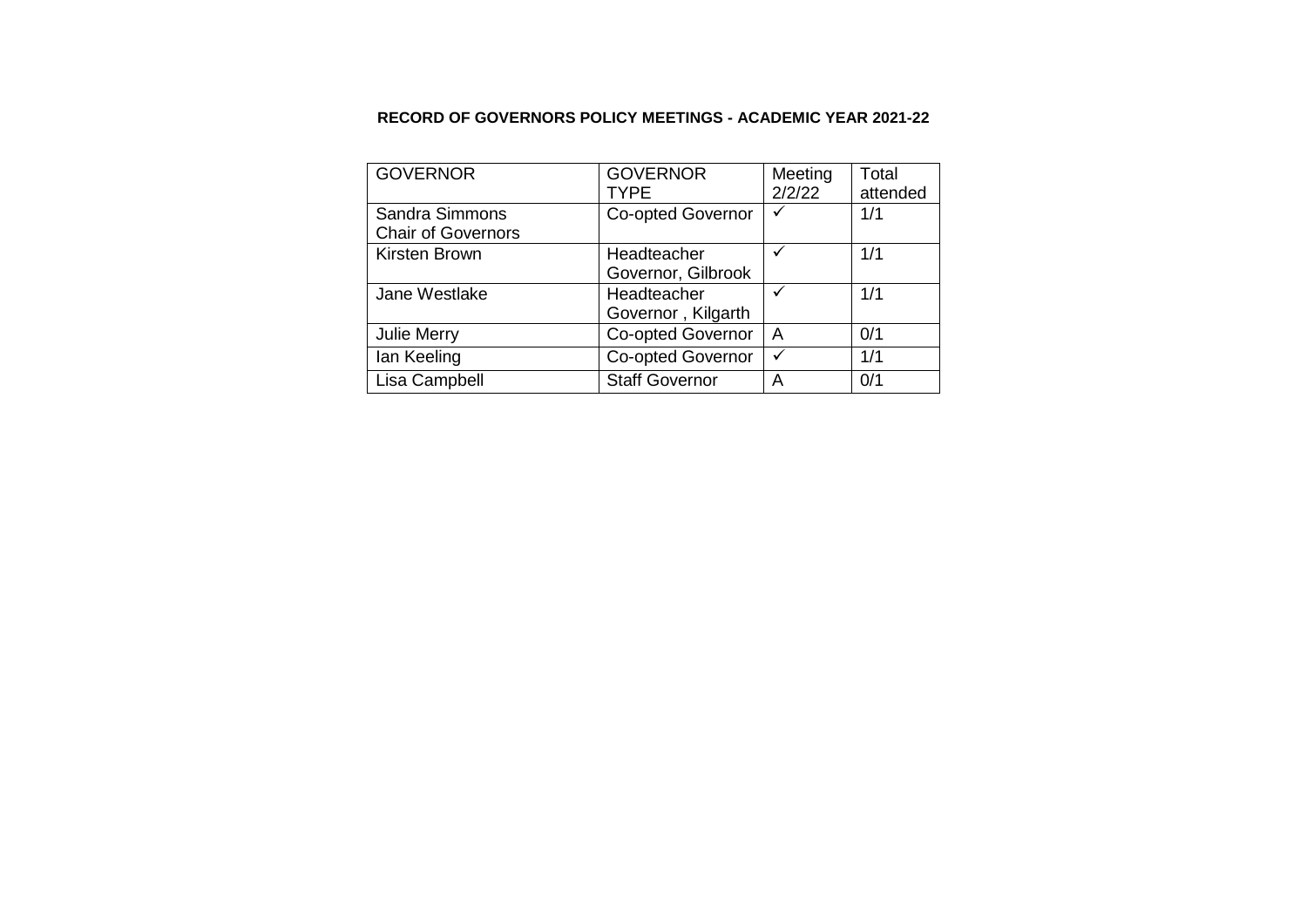**RECORD OF GOVERNORS POLICY MEETINGS - ACADEMIC YEAR 2021-22**

| GOVERNOR | GOVERNOR TYPE | Meeting 2/2/22 | Total attended |
|---|---|---|---|
| Sandra Simmons Chair of Governors | Co-opted Governor | ✓ | 1/1 |
| Kirsten Brown | Headteacher Governor, Gilbrook | ✓ | 1/1 |
| Jane Westlake | Headteacher Governor , Kilgarth | ✓ | 1/1 |
| Julie Merry | Co-opted Governor | A | 0/1 |
| Ian Keeling | Co-opted Governor | ✓ | 1/1 |
| Lisa Campbell | Staff Governor | A | 0/1 |